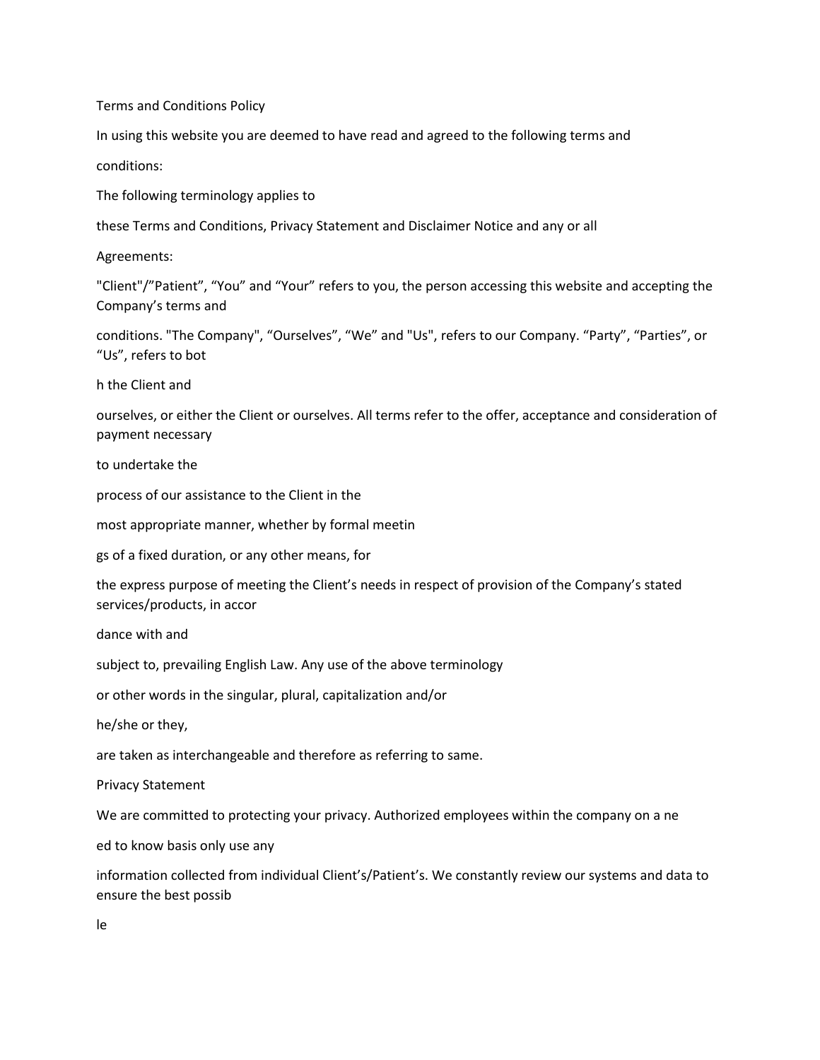# Terms and Conditions Policy

In using this website you are deemed to have read and agreed to the following terms and conditions:

The following terminology applies to these Terms and Conditions, Privacy Statement and Disclaimer Notice and any or all Agreements:

"Client"/"Patient", "You" and "Your" refers to you, the person accessing this website and accepting the Company's terms and conditions. "The Company", "Ourselves", "We" and "Us", refers to our Company. "Party", "Parties", or "Us", refers to both the Client and ourselves, or either the Client or ourselves. All terms refer to the offer, acceptance and consideration of payment necessary to undertake the process of our assistance to the Client in the most appropriate manner, whether by formal meetings of a fixed duration, or any other means, for the express purpose of meeting the Client's needs in respect of provision of the Company's stated services/products, in accordance with and subject to, prevailing English Law. Any use of the above terminology or other words in the singular, plural, capitalization and/or he/she or they, are taken as interchangeable and therefore as referring to same.

## Privacy Statement

We are committed to protecting your privacy. Authorized employees within the company on a need to know basis only use any information collected from individual Client's/Patient's. We constantly review our systems and data to ensure the best possible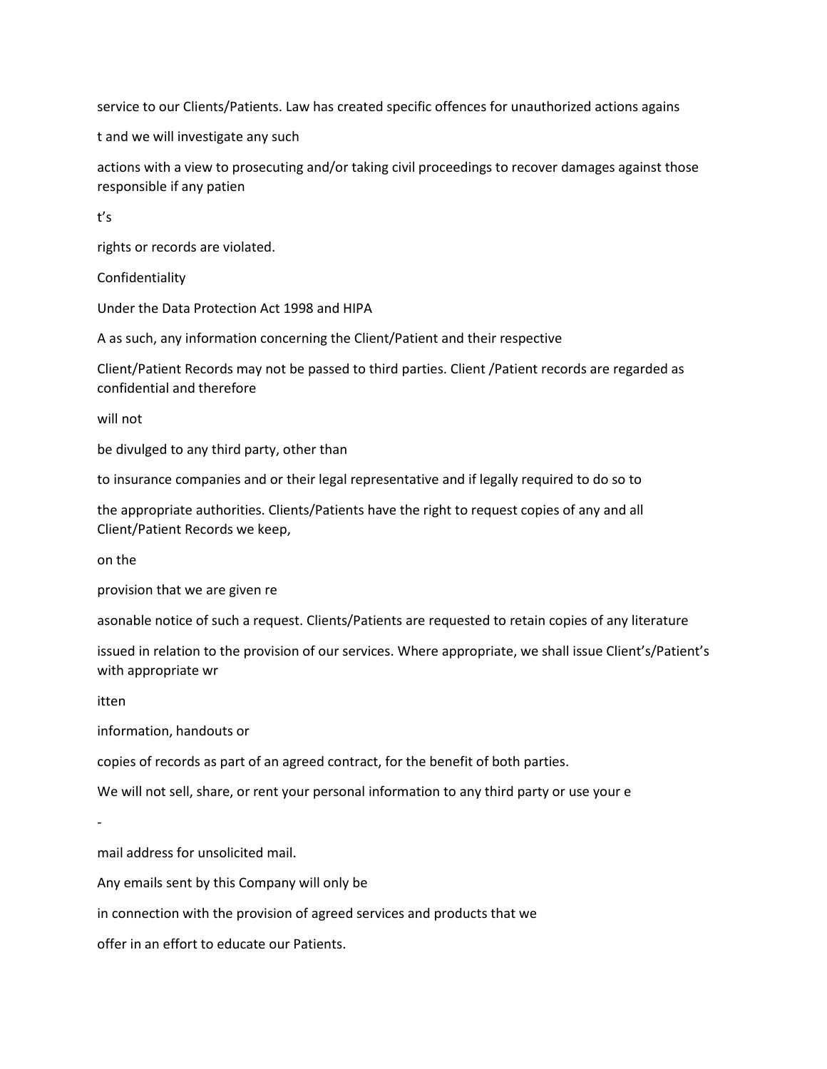service to our Clients/Patients. Law has created specific offences for unauthorized actions against and we will investigate any such actions with a view to prosecuting and/or taking civil proceedings to recover damages against those responsible if any patient's rights or records are violated.

## Confidentiality

Under the Data Protection Act 1998 and HIPAA as such, any information concerning the Client/Patient and their respective Client/Patient Records may not be passed to third parties. Client /Patient records are regarded as confidential and therefore will not be divulged to any third party, other than to insurance companies and or their legal representative and if legally required to do so to the appropriate authorities. Clients/Patients have the right to request copies of any and all Client/Patient Records we keep, on the provision that we are given reasonable notice of such a request. Clients/Patients are requested to retain copies of any literature issued in relation to the provision of our services. Where appropriate, we shall issue Client's/Patient's with appropriate written information, handouts or copies of records as part of an agreed contract, for the benefit of both parties.

We will not sell, share, or rent your personal information to any third party or use your e-mail address for unsolicited mail.

Any emails sent by this Company will only be in connection with the provision of agreed services and products that we offer in an effort to educate our Patients.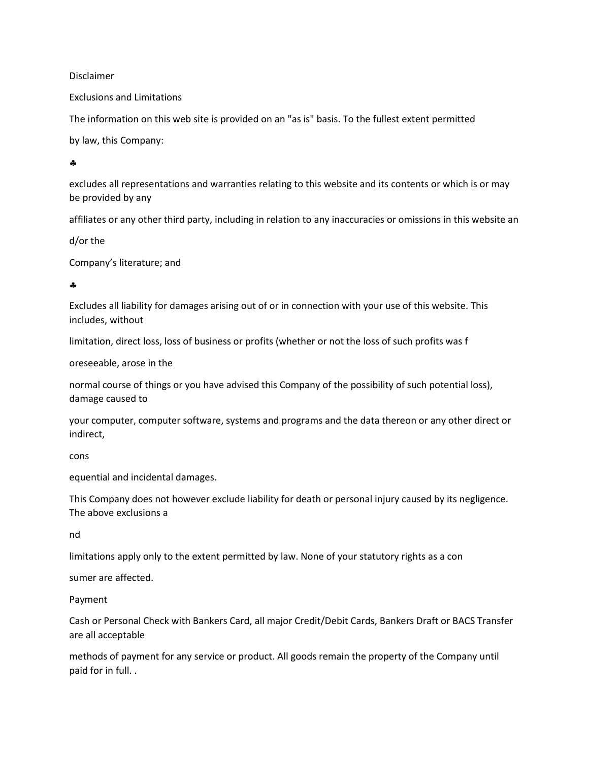# Disclaimer

## Exclusions and Limitations

The information on this web site is provided on an "as is" basis. To the fullest extent permitted by law, this Company:

- excludes all representations and warranties relating to this website and its contents or which is or may be provided by any affiliates or any other third party, including in relation to any inaccuracies or omissions in this website and/or the Company's literature; and
- Excludes all liability for damages arising out of or in connection with your use of this website. This includes, without limitation, direct loss, loss of business or profits (whether or not the loss of such profits was foreseeable, arose in the normal course of things or you have advised this Company of the possibility of such potential loss), damage caused to your computer, computer software, systems and programs and the data thereon or any other direct or indirect, consequential and incidental damages.

This Company does not however exclude liability for death or personal injury caused by its negligence. The above exclusions and limitations apply only to the extent permitted by law. None of your statutory rights as a consumer are affected.

## Payment

Cash or Personal Check with Bankers Card, all major Credit/Debit Cards, Bankers Draft or BACS Transfer are all acceptable methods of payment for any service or product. All goods remain the property of the Company until paid for in full. .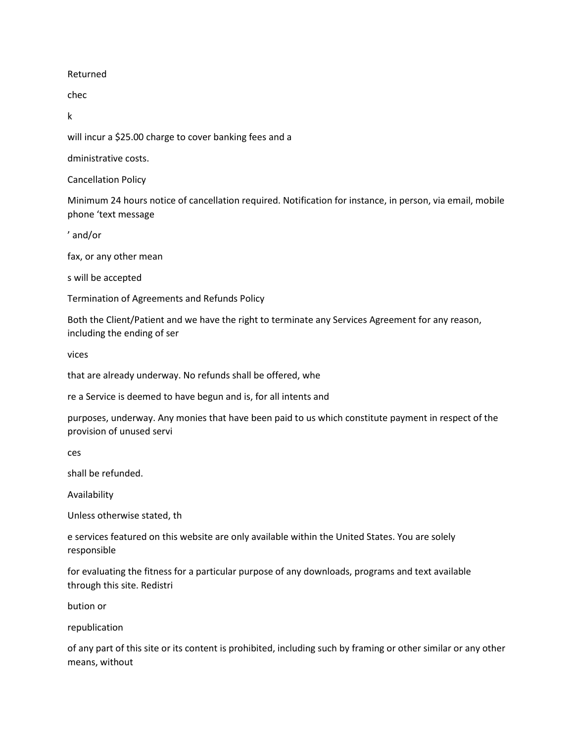Returned check will incur a $25.00 charge to cover banking fees and administrative costs.

## Cancellation Policy

Minimum 24 hours notice of cancellation required. Notification for instance, in person, via email, mobile phone 'text message' and/or fax, or any other means will be accepted

## Termination of Agreements and Refunds Policy

Both the Client/Patient and we have the right to terminate any Services Agreement for any reason, including the ending of services that are already underway. No refunds shall be offered, where a Service is deemed to have begun and is, for all intents and purposes, underway. Any monies that have been paid to us which constitute payment in respect of the provision of unused services shall be refunded.

## Availability

Unless otherwise stated, the services featured on this website are only available within the United States. You are solely responsible for evaluating the fitness for a particular purpose of any downloads, programs and text available through this site. Redistribution or republication of any part of this site or its content is prohibited, including such by framing or other similar or any other means, without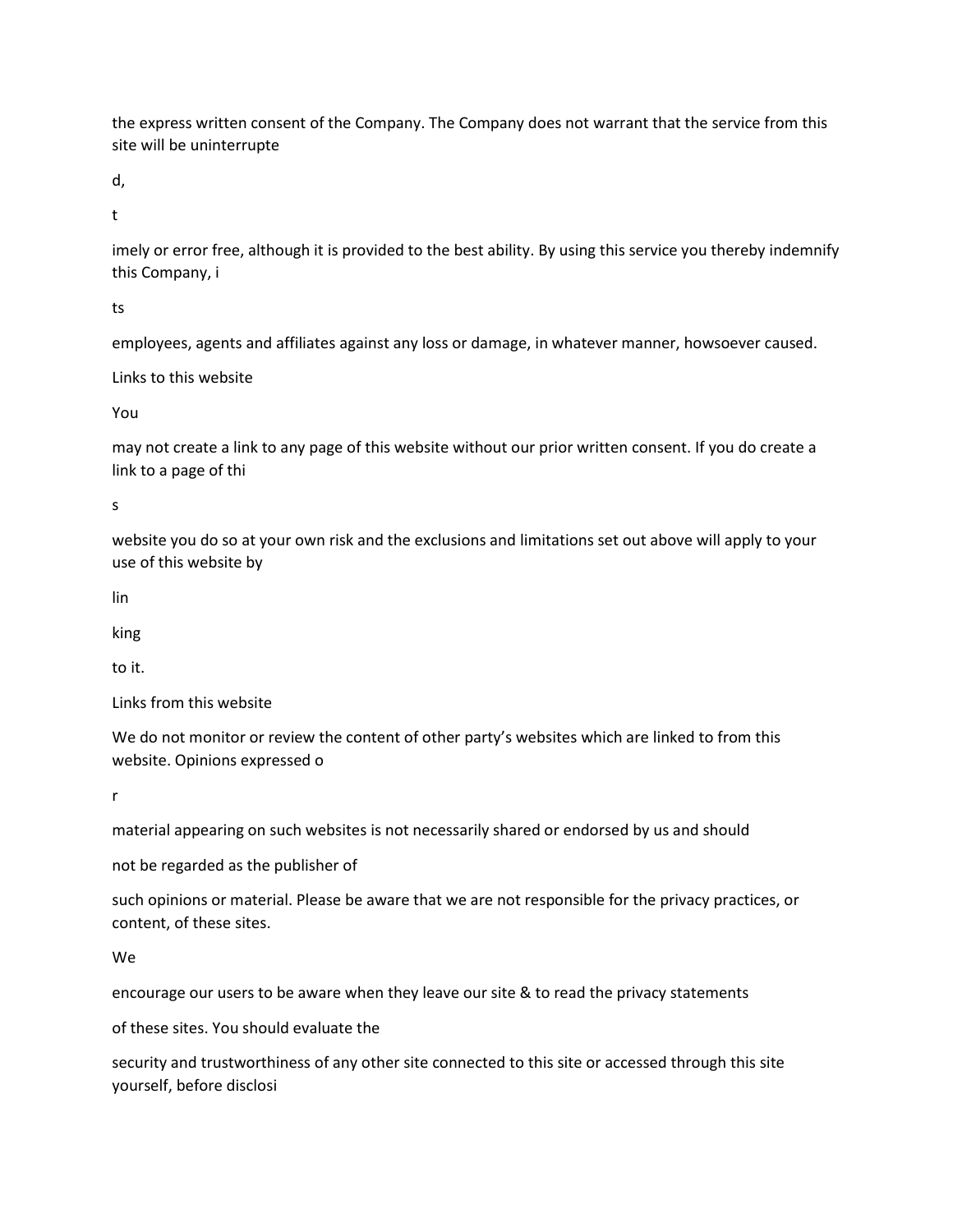the express written consent of the Company. The Company does not warrant that the service from this site will be uninterrupted, timely or error free, although it is provided to the best ability. By using this service you thereby indemnify this Company, its employees, agents and affiliates against any loss or damage, in whatever manner, howsoever caused.

## Links to this website

You may not create a link to any page of this website without our prior written consent. If you do create a link to a page of this website you do so at your own risk and the exclusions and limitations set out above will apply to your use of this website by linking to it.

## Links from this website

We do not monitor or review the content of other party's websites which are linked to from this website. Opinions expressed or material appearing on such websites is not necessarily shared or endorsed by us and should not be regarded as the publisher of such opinions or material. Please be aware that we are not responsible for the privacy practices, or content, of these sites. We encourage our users to be aware when they leave our site & to read the privacy statements of these sites. You should evaluate the security and trustworthiness of any other site connected to this site or accessed through this site yourself, before disclosi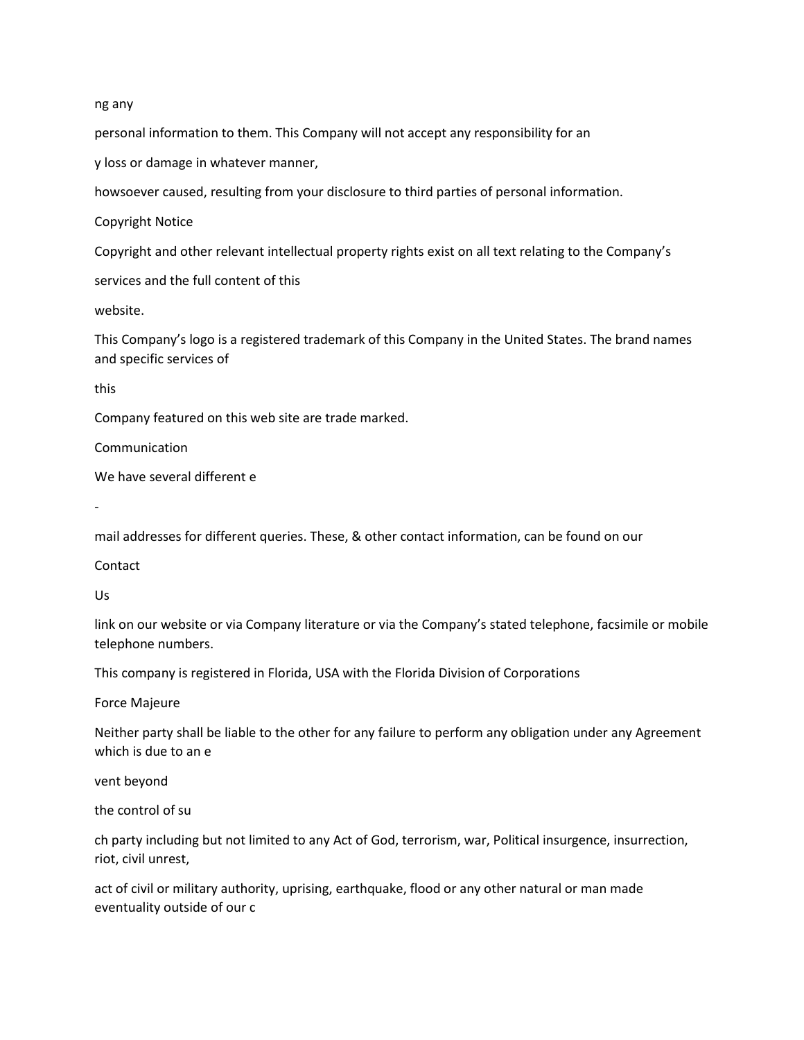ng any personal information to them. This Company will not accept any responsibility for any loss or damage in whatever manner, howsoever caused, resulting from your disclosure to third parties of personal information.

## Copyright Notice

Copyright and other relevant intellectual property rights exist on all text relating to the Company's services and the full content of this website.

This Company's logo is a registered trademark of this Company in the United States. The brand names and specific services of this Company featured on this web site are trade marked.

## Communication

We have several different e-mail addresses for different queries. These, & other contact information, can be found on our Contact Us link on our website or via Company literature or via the Company's stated telephone, facsimile or mobile telephone numbers.

This company is registered in Florida, USA with the Florida Division of Corporations

## Force Majeure

Neither party shall be liable to the other for any failure to perform any obligation under any Agreement which is due to an event beyond the control of such party including but not limited to any Act of God, terrorism, war, Political insurgence, insurrection, riot, civil unrest, act of civil or military authority, uprising, earthquake, flood or any other natural or man made eventuality outside of our c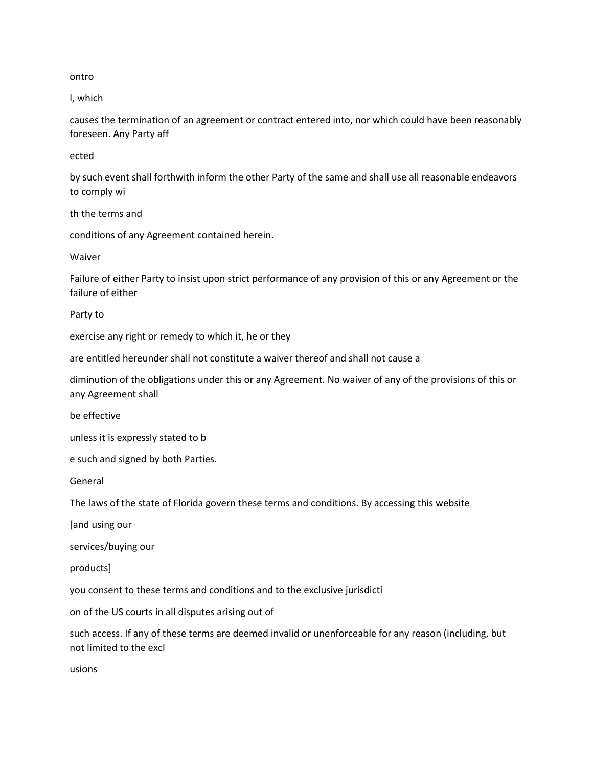ontro

l, which

causes the termination of an agreement or contract entered into, nor which could have been reasonably foreseen. Any Party aff

ected

by such event shall forthwith inform the other Party of the same and shall use all reasonable endeavors to comply wi

th the terms and

conditions of any Agreement contained herein.

Waiver

Failure of either Party to insist upon strict performance of any provision of this or any Agreement or the failure of either

Party to

exercise any right or remedy to which it, he or they

are entitled hereunder shall not constitute a waiver thereof and shall not cause a

diminution of the obligations under this or any Agreement. No waiver of any of the provisions of this or any Agreement shall

be effective

unless it is expressly stated to b

e such and signed by both Parties.

General

The laws of the state of Florida govern these terms and conditions. By accessing this website

[and using our

services/buying our

products]

you consent to these terms and conditions and to the exclusive jurisdicti

on of the US courts in all disputes arising out of

such access. If any of these terms are deemed invalid or unenforceable for any reason (including, but not limited to the excl

usions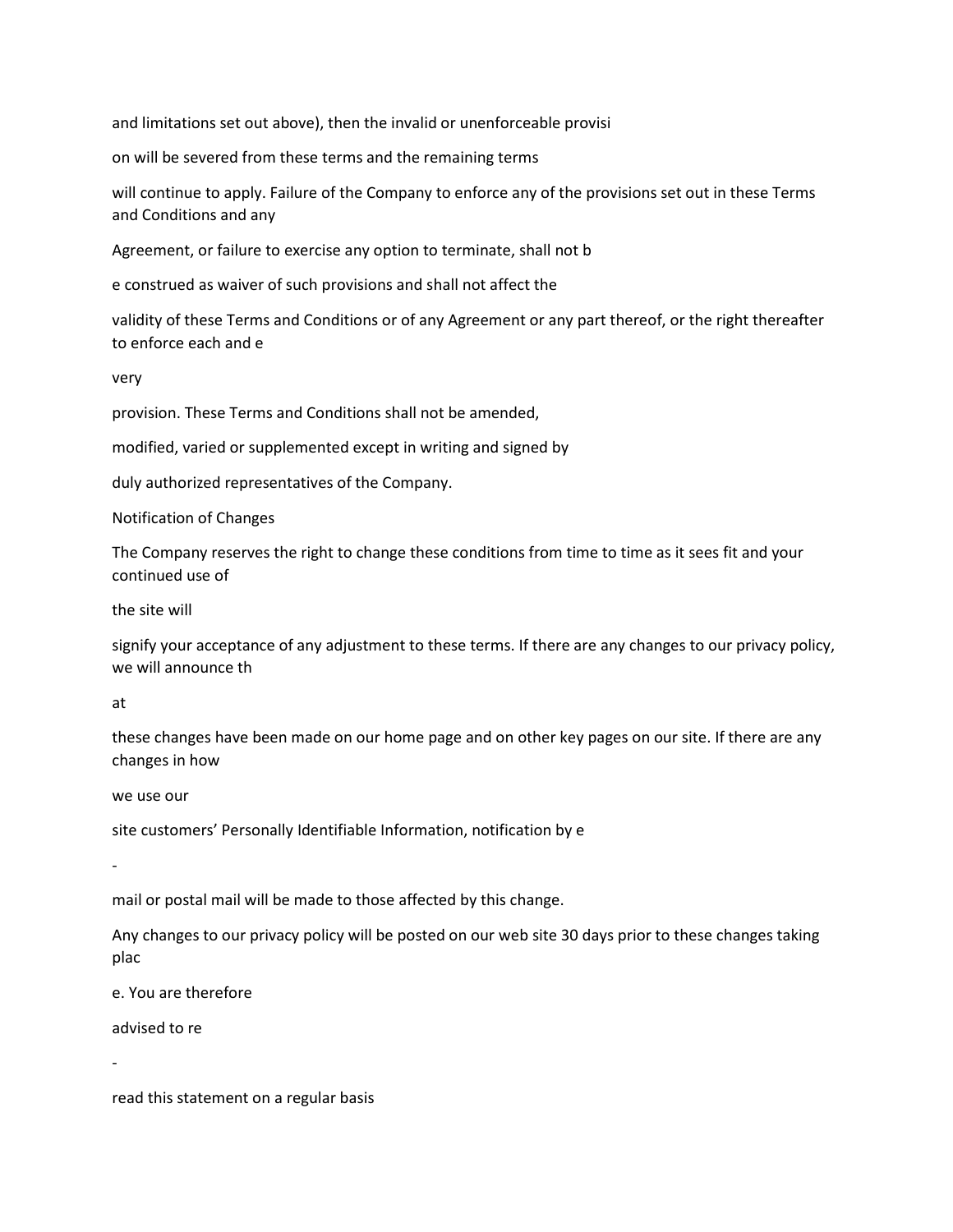and limitations set out above), then the invalid or unenforceable provision will be severed from these terms and the remaining terms will continue to apply. Failure of the Company to enforce any of the provisions set out in these Terms and Conditions and any Agreement, or failure to exercise any option to terminate, shall not be construed as waiver of such provisions and shall not affect the validity of these Terms and Conditions or of any Agreement or any part thereof, or the right thereafter to enforce each and every provision. These Terms and Conditions shall not be amended, modified, varied or supplemented except in writing and signed by duly authorized representatives of the Company.

## Notification of Changes

The Company reserves the right to change these conditions from time to time as it sees fit and your continued use of the site will signify your acceptance of any adjustment to these terms. If there are any changes to our privacy policy, we will announce that these changes have been made on our home page and on other key pages on our site. If there are any changes in how we use our site customers' Personally Identifiable Information, notification by e-mail or postal mail will be made to those affected by this change. Any changes to our privacy policy will be posted on our web site 30 days prior to these changes taking place. You are therefore advised to re-read this statement on a regular basis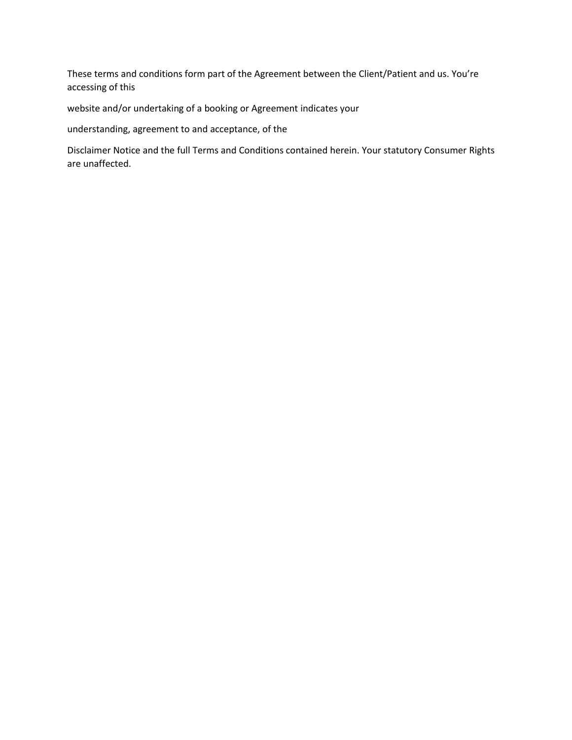These terms and conditions form part of the Agreement between the Client/Patient and us. You're accessing of this

website and/or undertaking of a booking or Agreement indicates your

understanding, agreement to and acceptance, of the

Disclaimer Notice and the full Terms and Conditions contained herein. Your statutory Consumer Rights are unaffected.